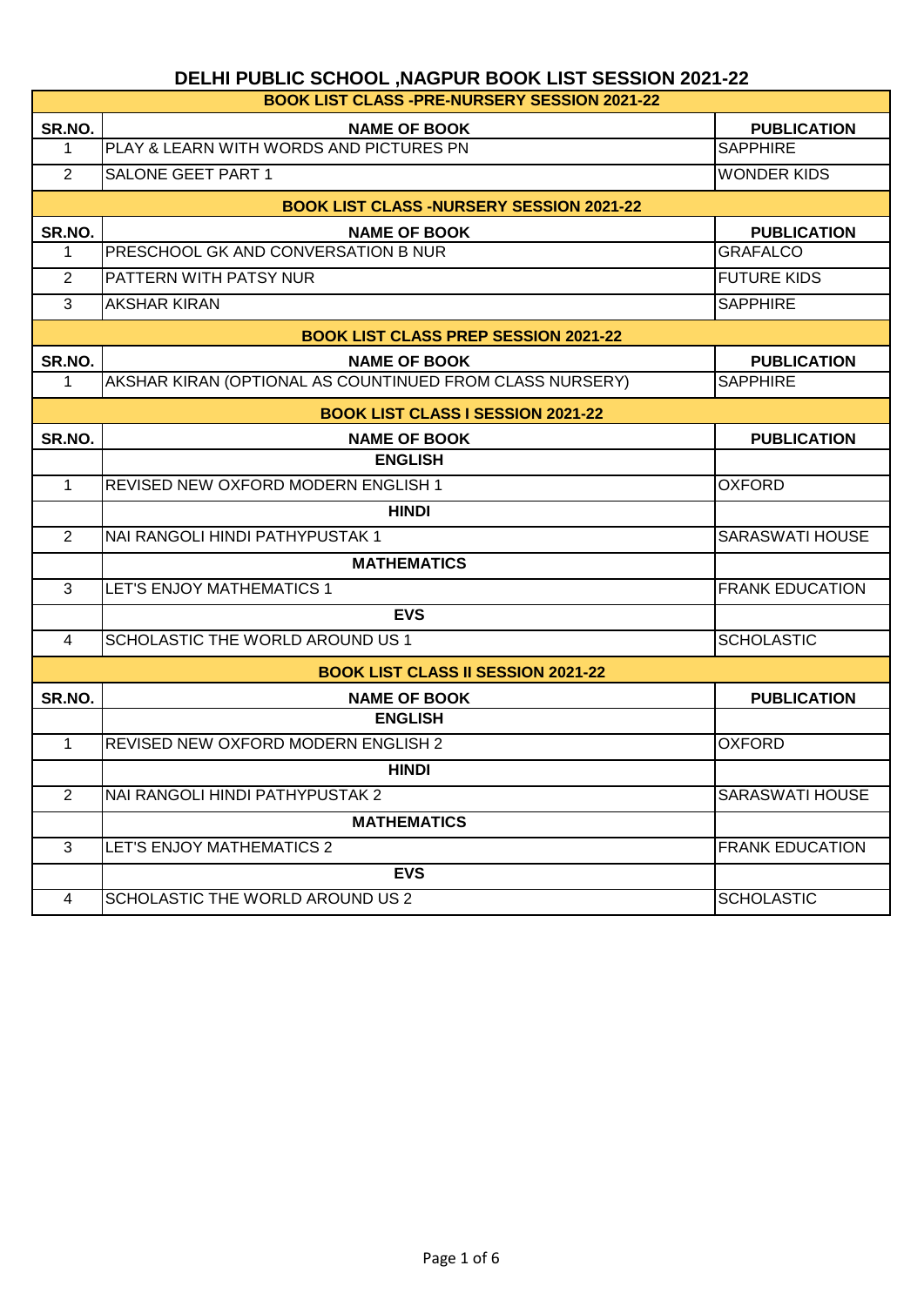# DELHI PUBLIC SCHOOL ,NAGPUR BOOK LIST SESSION 2021-22

## BOOK LIST CLASS -PRE-NURSERY SESSION 2021-22

| SR.NO. | NAME OF BOOK | PUBLICATION |
|---|---|---|
| 1 | PLAY & LEARN WITH WORDS AND PICTURES PN | SAPPHIRE |
| 2 | SALONE GEET PART 1 | WONDER KIDS |

## BOOK LIST CLASS -NURSERY SESSION 2021-22

| SR.NO. | NAME OF BOOK | PUBLICATION |
|---|---|---|
| 1 | PRESCHOOL GK AND CONVERSATION B NUR | GRAFALCO |
| 2 | PATTERN WITH PATSY NUR | FUTURE KIDS |
| 3 | AKSHAR KIRAN | SAPPHIRE |

## BOOK LIST CLASS PREP SESSION 2021-22

| SR.NO. | NAME OF BOOK | PUBLICATION |
|---|---|---|
| 1 | AKSHAR KIRAN (OPTIONAL AS COUNTINUED FROM CLASS NURSERY) | SAPPHIRE |

## BOOK LIST CLASS I SESSION 2021-22

| SR.NO. | NAME OF BOOK | PUBLICATION |
|---|---|---|
| | **ENGLISH** | |
| 1 | REVISED NEW OXFORD MODERN ENGLISH 1 | OXFORD |
| | **HINDI** | |
| 2 | NAI RANGOLI HINDI PATHYPUSTAK 1 | SARASWATI HOUSE |
| | **MATHEMATICS** | |
| 3 | LET'S ENJOY MATHEMATICS 1 | FRANK EDUCATION |
| | **EVS** | |
| 4 | SCHOLASTIC THE WORLD AROUND US 1 | SCHOLASTIC |

## BOOK LIST CLASS II SESSION 2021-22

| SR.NO. | NAME OF BOOK | PUBLICATION |
|---|---|---|
| | **ENGLISH** | |
| 1 | REVISED NEW OXFORD MODERN ENGLISH 2 | OXFORD |
| | **HINDI** | |
| 2 | NAI RANGOLI HINDI PATHYPUSTAK 2 | SARASWATI HOUSE |
| | **MATHEMATICS** | |
| 3 | LET'S ENJOY MATHEMATICS 2 | FRANK EDUCATION |
| | **EVS** | |
| 4 | SCHOLASTIC THE WORLD AROUND US 2 | SCHOLASTIC |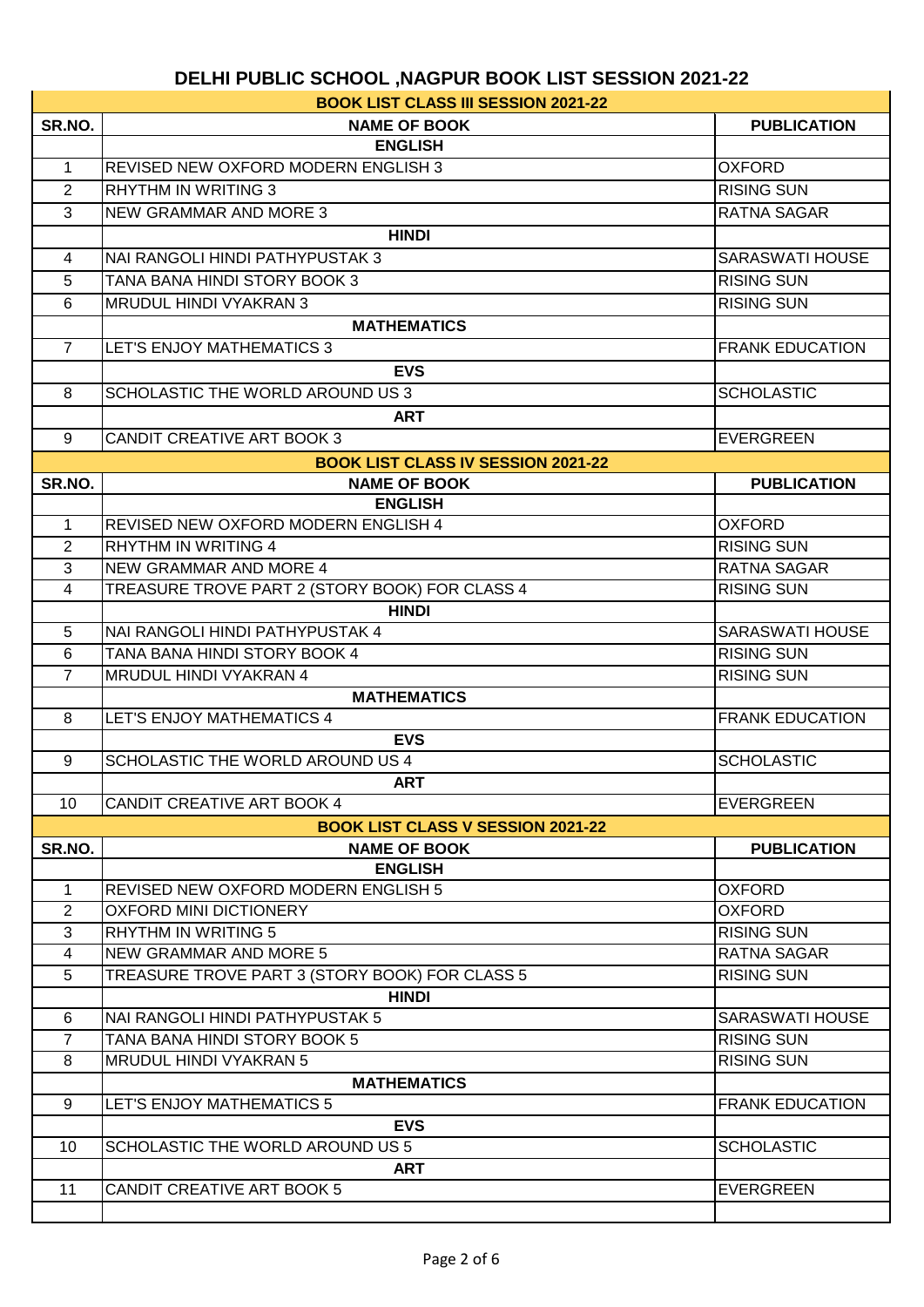# DELHI PUBLIC SCHOOL ,NAGPUR BOOK LIST SESSION 2021-22

## BOOK LIST CLASS III SESSION 2021-22

| SR.NO. | NAME OF BOOK | PUBLICATION |
|---|---|---|
| | **ENGLISH** | |
| 1 | REVISED NEW OXFORD MODERN ENGLISH 3 | OXFORD |
| 2 | RHYTHM IN WRITING 3 | RISING SUN |
| 3 | NEW GRAMMAR AND MORE 3 | RATNA SAGAR |
| | **HINDI** | |
| 4 | NAI RANGOLI HINDI PATHYPUSTAK 3 | SARASWATI HOUSE |
| 5 | TANA BANA HINDI STORY BOOK 3 | RISING SUN |
| 6 | MRUDUL HINDI VYAKRAN 3 | RISING SUN |
| | **MATHEMATICS** | |
| 7 | LET'S ENJOY MATHEMATICS 3 | FRANK EDUCATION |
| | **EVS** | |
| 8 | SCHOLASTIC THE WORLD AROUND US 3 | SCHOLASTIC |
| | **ART** | |
| 9 | CANDIT CREATIVE ART BOOK 3 | EVERGREEN |

## BOOK LIST CLASS IV SESSION 2021-22

| SR.NO. | NAME OF BOOK | PUBLICATION |
|---|---|---|
| | **ENGLISH** | |
| 1 | REVISED NEW OXFORD MODERN ENGLISH 4 | OXFORD |
| 2 | RHYTHM IN WRITING 4 | RISING SUN |
| 3 | NEW GRAMMAR AND MORE 4 | RATNA SAGAR |
| 4 | TREASURE TROVE PART 2 (STORY BOOK) FOR CLASS 4 | RISING SUN |
| | **HINDI** | |
| 5 | NAI RANGOLI HINDI PATHYPUSTAK 4 | SARASWATI HOUSE |
| 6 | TANA BANA HINDI STORY BOOK 4 | RISING SUN |
| 7 | MRUDUL HINDI VYAKRAN 4 | RISING SUN |
| | **MATHEMATICS** | |
| 8 | LET'S ENJOY MATHEMATICS 4 | FRANK EDUCATION |
| | **EVS** | |
| 9 | SCHOLASTIC THE WORLD AROUND US 4 | SCHOLASTIC |
| | **ART** | |
| 10 | CANDIT CREATIVE ART BOOK 4 | EVERGREEN |

## BOOK LIST CLASS V SESSION 2021-22

| SR.NO. | NAME OF BOOK | PUBLICATION |
|---|---|---|
| | **ENGLISH** | |
| 1 | REVISED NEW OXFORD MODERN ENGLISH 5 | OXFORD |
| 2 | OXFORD MINI DICTIONERY | OXFORD |
| 3 | RHYTHM IN WRITING 5 | RISING SUN |
| 4 | NEW GRAMMAR AND MORE 5 | RATNA SAGAR |
| 5 | TREASURE TROVE PART 3 (STORY BOOK) FOR CLASS 5 | RISING SUN |
| | **HINDI** | |
| 6 | NAI RANGOLI HINDI PATHYPUSTAK 5 | SARASWATI HOUSE |
| 7 | TANA BANA HINDI STORY BOOK 5 | RISING SUN |
| 8 | MRUDUL HINDI VYAKRAN 5 | RISING SUN |
| | **MATHEMATICS** | |
| 9 | LET'S ENJOY MATHEMATICS 5 | FRANK EDUCATION |
| | **EVS** | |
| 10 | SCHOLASTIC THE WORLD AROUND US 5 | SCHOLASTIC |
| | **ART** | |
| 11 | CANDIT CREATIVE ART BOOK 5 | EVERGREEN |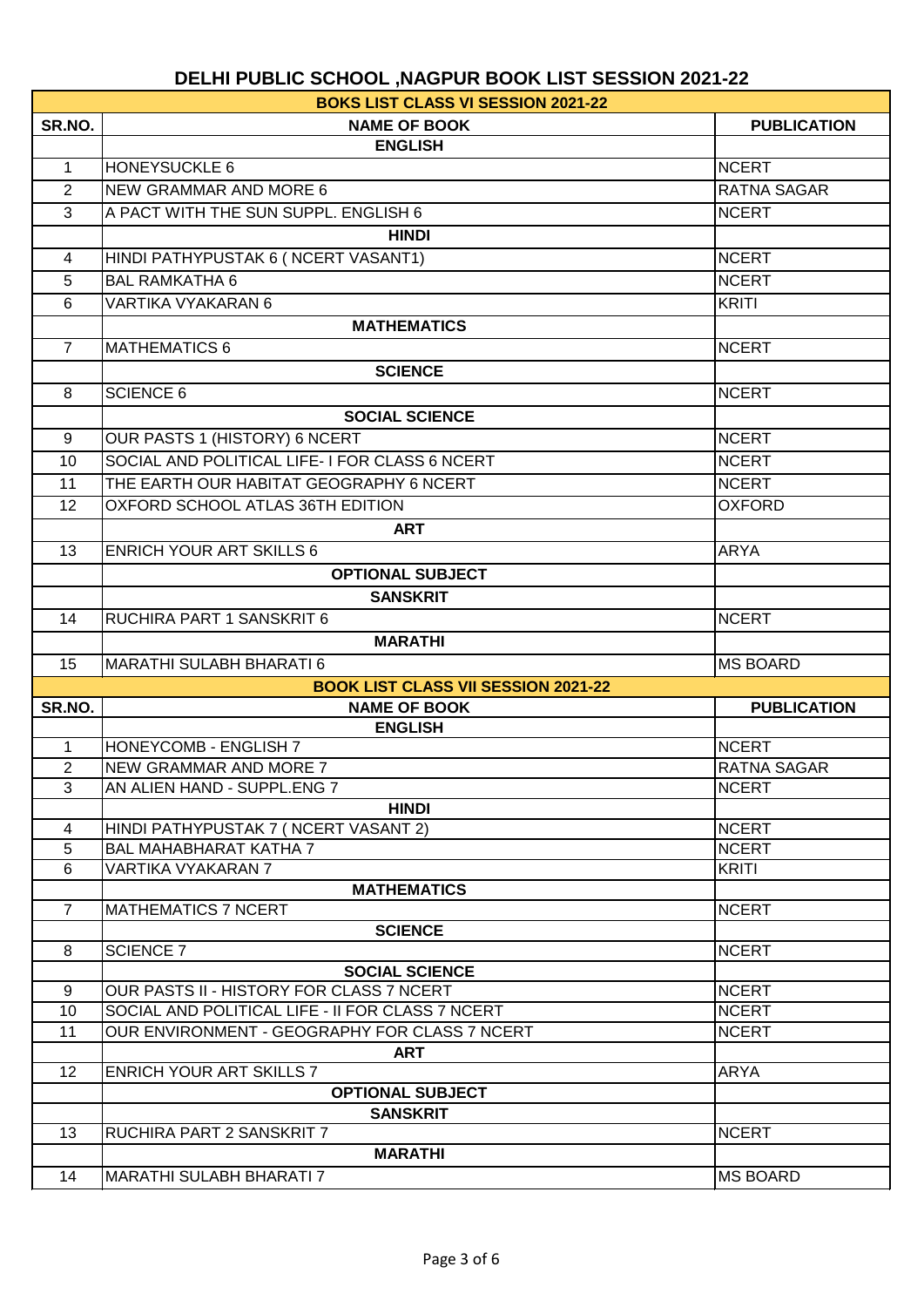# DELHI PUBLIC SCHOOL ,NAGPUR BOOK LIST SESSION 2021-22

| BOKS LIST CLASS VI SESSION 2021-22 | | |
|---|---|---|
| **SR.NO.** | **NAME OF BOOK** | **PUBLICATION** |
| | **ENGLISH** | |
| 1 | HONEYSUCKLE 6 | NCERT |
| 2 | NEW GRAMMAR AND MORE 6 | RATNA SAGAR |
| 3 | A PACT WITH THE SUN SUPPL. ENGLISH 6 | NCERT |
| | **HINDI** | |
| 4 | HINDI PATHYPUSTAK 6 ( NCERT VASANT1) | NCERT |
| 5 | BAL RAMKATHA 6 | NCERT |
| 6 | VARTIKA VYAKARAN 6 | KRITI |
| | **MATHEMATICS** | |
| 7 | MATHEMATICS 6 | NCERT |
| | **SCIENCE** | |
| 8 | SCIENCE 6 | NCERT |
| | **SOCIAL SCIENCE** | |
| 9 | OUR PASTS 1 (HISTORY) 6 NCERT | NCERT |
| 10 | SOCIAL AND POLITICAL LIFE- I FOR CLASS 6 NCERT | NCERT |
| 11 | THE EARTH OUR HABITAT GEOGRAPHY 6 NCERT | NCERT |
| 12 | OXFORD SCHOOL ATLAS 36TH EDITION | OXFORD |
| | **ART** | |
| 13 | ENRICH YOUR ART SKILLS 6 | ARYA |
| | **OPTIONAL SUBJECT** | |
| | **SANSKRIT** | |
| 14 | RUCHIRA PART 1 SANSKRIT 6 | NCERT |
| | **MARATHI** | |
| 15 | MARATHI SULABH BHARATI 6 | MS BOARD |

| BOOK LIST CLASS VII SESSION 2021-22 | | |
|---|---|---|
| **SR.NO.** | **NAME OF BOOK** | **PUBLICATION** |
| | **ENGLISH** | |
| 1 | HONEYCOMB - ENGLISH 7 | NCERT |
| 2 | NEW GRAMMAR AND MORE 7 | RATNA SAGAR |
| 3 | AN ALIEN HAND - SUPPL.ENG 7 | NCERT |
| | **HINDI** | |
| 4 | HINDI PATHYPUSTAK 7 ( NCERT VASANT 2) | NCERT |
| 5 | BAL MAHABHARAT KATHA 7 | NCERT |
| 6 | VARTIKA VYAKARAN 7 | KRITI |
| | **MATHEMATICS** | |
| 7 | MATHEMATICS 7 NCERT | NCERT |
| | **SCIENCE** | |
| 8 | SCIENCE 7 | NCERT |
| | **SOCIAL SCIENCE** | |
| 9 | OUR PASTS II - HISTORY FOR CLASS 7 NCERT | NCERT |
| 10 | SOCIAL AND POLITICAL LIFE - II FOR CLASS 7 NCERT | NCERT |
| 11 | OUR ENVIRONMENT - GEOGRAPHY FOR CLASS 7 NCERT | NCERT |
| | **ART** | |
| 12 | ENRICH YOUR ART SKILLS 7 | ARYA |
| | **OPTIONAL SUBJECT** | |
| | **SANSKRIT** | |
| 13 | RUCHIRA PART 2 SANSKRIT 7 | NCERT |
| | **MARATHI** | |
| 14 | MARATHI SULABH BHARATI 7 | MS BOARD |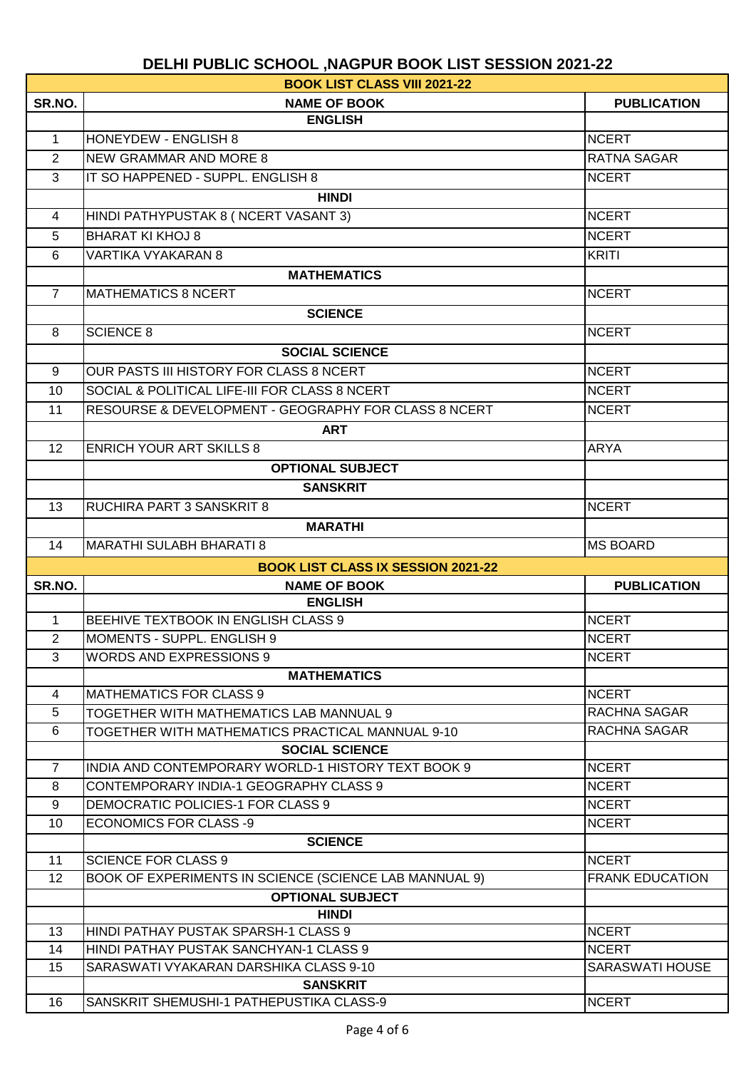# DELHI PUBLIC SCHOOL ,NAGPUR BOOK LIST SESSION 2021-22

## BOOK LIST CLASS VIII 2021-22

| SR.NO. | NAME OF BOOK | PUBLICATION |
|---|---|---|
| | **ENGLISH** | |
| 1 | HONEYDEW - ENGLISH 8 | NCERT |
| 2 | NEW GRAMMAR AND MORE 8 | RATNA SAGAR |
| 3 | IT SO HAPPENED - SUPPL. ENGLISH 8 | NCERT |
| | **HINDI** | |
| 4 | HINDI PATHYPUSTAK 8 ( NCERT VASANT 3) | NCERT |
| 5 | BHARAT KI KHOJ 8 | NCERT |
| 6 | VARTIKA VYAKARAN 8 | KRITI |
| | **MATHEMATICS** | |
| 7 | MATHEMATICS 8 NCERT | NCERT |
| | **SCIENCE** | |
| 8 | SCIENCE 8 | NCERT |
| | **SOCIAL SCIENCE** | |
| 9 | OUR PASTS III HISTORY FOR CLASS 8 NCERT | NCERT |
| 10 | SOCIAL & POLITICAL LIFE-III FOR CLASS 8 NCERT | NCERT |
| 11 | RESOURSE & DEVELOPMENT - GEOGRAPHY FOR CLASS 8 NCERT | NCERT |
| | **ART** | |
| 12 | ENRICH YOUR ART SKILLS 8 | ARYA |
| | **OPTIONAL SUBJECT** | |
| | **SANSKRIT** | |
| 13 | RUCHIRA PART 3 SANSKRIT 8 | NCERT |
| | **MARATHI** | |
| 14 | MARATHI SULABH BHARATI 8 | MS BOARD |

## BOOK LIST CLASS IX SESSION 2021-22

| SR.NO. | NAME OF BOOK | PUBLICATION |
|---|---|---|
| | **ENGLISH** | |
| 1 | BEEHIVE TEXTBOOK IN ENGLISH CLASS 9 | NCERT |
| 2 | MOMENTS - SUPPL. ENGLISH 9 | NCERT |
| 3 | WORDS AND EXPRESSIONS 9 | NCERT |
| | **MATHEMATICS** | |
| 4 | MATHEMATICS FOR CLASS 9 | NCERT |
| 5 | TOGETHER WITH MATHEMATICS LAB MANNUAL 9 | RACHNA SAGAR |
| 6 | TOGETHER WITH MATHEMATICS PRACTICAL MANNUAL 9-10 | RACHNA SAGAR |
| | **SOCIAL SCIENCE** | |
| 7 | INDIA AND CONTEMPORARY WORLD-1 HISTORY TEXT BOOK 9 | NCERT |
| 8 | CONTEMPORARY INDIA-1 GEOGRAPHY CLASS 9 | NCERT |
| 9 | DEMOCRATIC POLICIES-1 FOR CLASS 9 | NCERT |
| 10 | ECONOMICS FOR CLASS -9 | NCERT |
| | **SCIENCE** | |
| 11 | SCIENCE FOR CLASS 9 | NCERT |
| 12 | BOOK OF EXPERIMENTS IN SCIENCE (SCIENCE LAB MANNUAL 9) | FRANK EDUCATION |
| | **OPTIONAL SUBJECT** | |
| | **HINDI** | |
| 13 | HINDI PATHAY PUSTAK SPARSH-1 CLASS 9 | NCERT |
| 14 | HINDI PATHAY PUSTAK SANCHYAN-1 CLASS 9 | NCERT |
| 15 | SARASWATI VYAKARAN DARSHIKA CLASS 9-10 | SARASWATI HOUSE |
| | **SANSKRIT** | |
| 16 | SANSKRIT SHEMUSHI-1 PATHEPUSTIKA CLASS-9 | NCERT |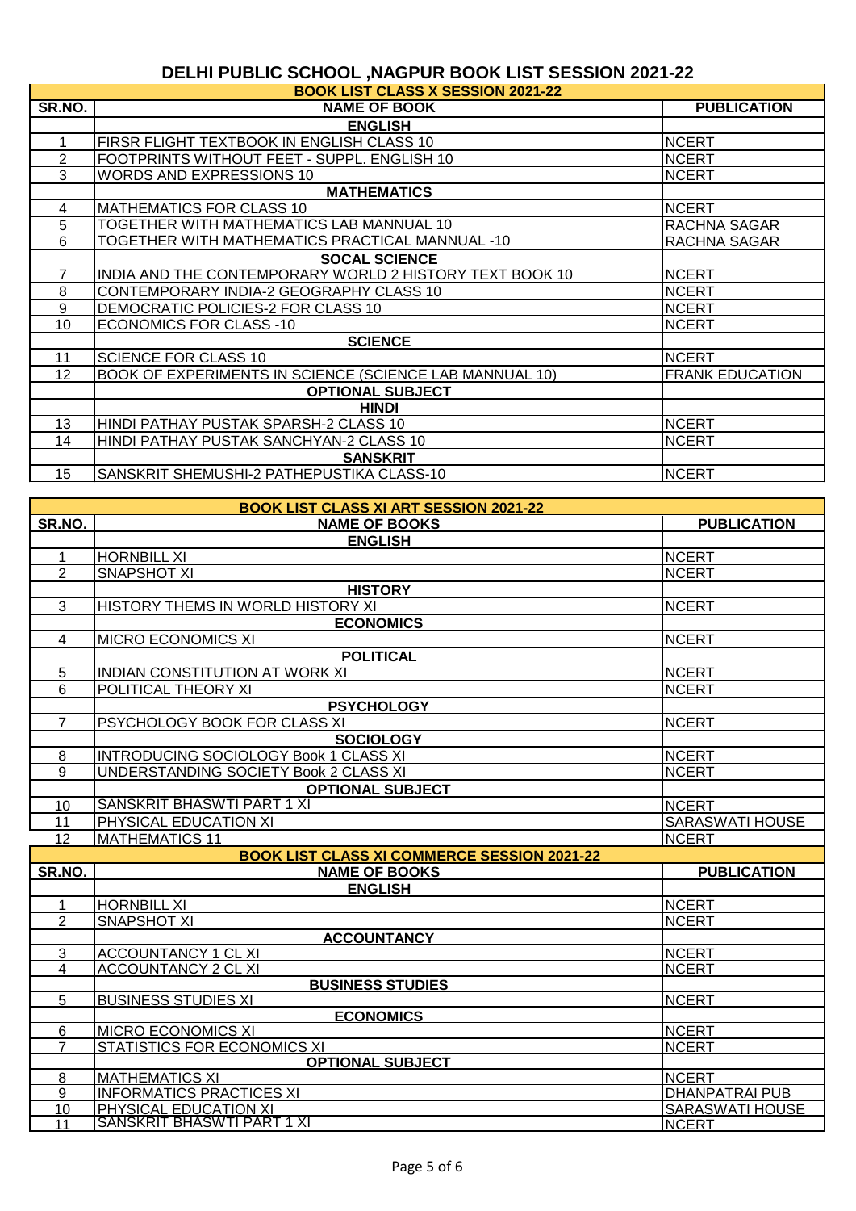# DELHI PUBLIC SCHOOL ,NAGPUR BOOK LIST SESSION 2021-22

## BOOK LIST CLASS X SESSION 2021-22

| SR.NO. | NAME OF BOOK | PUBLICATION |
|---|---|---|
| | **ENGLISH** | |
| 1 | FIRSR FLIGHT TEXTBOOK IN ENGLISH CLASS 10 | NCERT |
| 2 | FOOTPRINTS WITHOUT FEET - SUPPL. ENGLISH 10 | NCERT |
| 3 | WORDS AND EXPRESSIONS 10 | NCERT |
| | **MATHEMATICS** | |
| 4 | MATHEMATICS FOR CLASS 10 | NCERT |
| 5 | TOGETHER WITH MATHEMATICS LAB MANNUAL 10 | RACHNA SAGAR |
| 6 | TOGETHER WITH MATHEMATICS PRACTICAL MANNUAL -10 | RACHNA SAGAR |
| | **SOCAL SCIENCE** | |
| 7 | INDIA AND THE CONTEMPORARY WORLD 2 HISTORY TEXT BOOK 10 | NCERT |
| 8 | CONTEMPORARY INDIA-2 GEOGRAPHY CLASS 10 | NCERT |
| 9 | DEMOCRATIC POLICIES-2 FOR CLASS 10 | NCERT |
| 10 | ECONOMICS FOR CLASS -10 | NCERT |
| | **SCIENCE** | |
| 11 | SCIENCE FOR CLASS 10 | NCERT |
| 12 | BOOK OF EXPERIMENTS IN SCIENCE (SCIENCE LAB MANNUAL 10) | FRANK EDUCATION |
| | **OPTIONAL SUBJECT** | |
| | **HINDI** | |
| 13 | HINDI PATHAY PUSTAK SPARSH-2 CLASS 10 | NCERT |
| 14 | HINDI PATHAY PUSTAK SANCHYAN-2 CLASS 10 | NCERT |
| | **SANSKRIT** | |
| 15 | SANSKRIT SHEMUSHI-2 PATHEPUSTIKA CLASS-10 | NCERT |

## BOOK LIST CLASS XI ART SESSION 2021-22

| SR.NO. | NAME OF BOOKS | PUBLICATION |
|---|---|---|
| | **ENGLISH** | |
| 1 | HORNBILL XI | NCERT |
| 2 | SNAPSHOT XI | NCERT |
| | **HISTORY** | |
| 3 | HISTORY THEMS IN WORLD HISTORY XI | NCERT |
| | **ECONOMICS** | |
| 4 | MICRO ECONOMICS XI | NCERT |
| | **POLITICAL** | |
| 5 | INDIAN CONSTITUTION AT WORK XI | NCERT |
| 6 | POLITICAL THEORY XI | NCERT |
| | **PSYCHOLOGY** | |
| 7 | PSYCHOLOGY BOOK FOR CLASS XI | NCERT |
| | **SOCIOLOGY** | |
| 8 | INTRODUCING SOCIOLOGY Book 1 CLASS XI | NCERT |
| 9 | UNDERSTANDING SOCIETY Book 2 CLASS XI | NCERT |
| | **OPTIONAL SUBJECT** | |
| 10 | SANSKRIT BHASWTI PART 1 XI | NCERT |
| 11 | PHYSICAL EDUCATION XI | SARASWATI HOUSE |
| 12 | MATHEMATICS 11 | NCERT |

## BOOK LIST CLASS XI COMMERCE SESSION 2021-22

| SR.NO. | NAME OF BOOKS | PUBLICATION |
|---|---|---|
| | **ENGLISH** | |
| 1 | HORNBILL XI | NCERT |
| 2 | SNAPSHOT XI | NCERT |
| | **ACCOUNTANCY** | |
| 3 | ACCOUNTANCY 1 CL XI | NCERT |
| 4 | ACCOUNTANCY 2 CL XI | NCERT |
| | **BUSINESS STUDIES** | |
| 5 | BUSINESS STUDIES XI | NCERT |
| | **ECONOMICS** | |
| 6 | MICRO ECONOMICS XI | NCERT |
| 7 | STATISTICS FOR ECONOMICS XI | NCERT |
| | **OPTIONAL SUBJECT** | |
| 8 | MATHEMATICS XI | NCERT |
| 9 | INFORMATICS PRACTICES XI | DHANPATRAI PUB |
| 10 | PHYSICAL EDUCATION XI | SARASWATI HOUSE |
| 11 | SANSKRIT BHASWTI PART 1 XI | NCERT |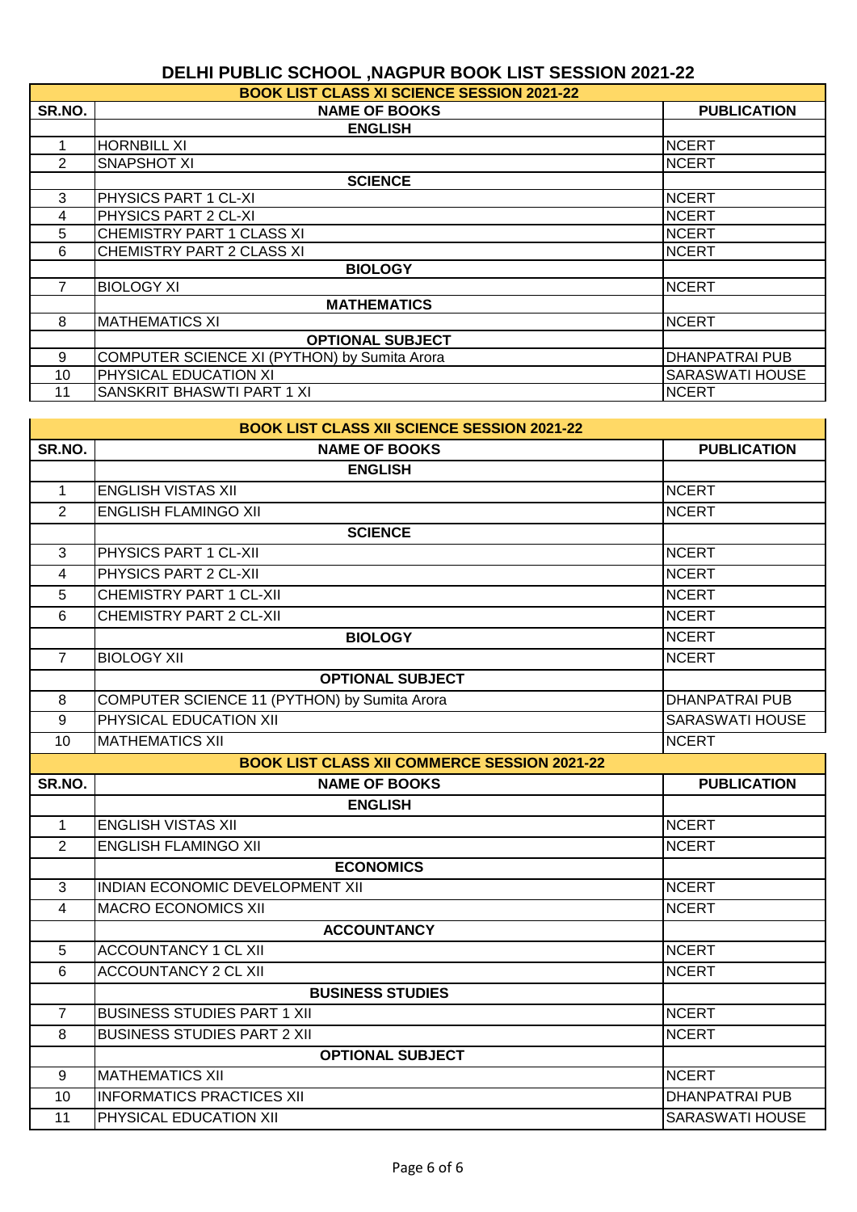# DELHI PUBLIC SCHOOL ,NAGPUR BOOK LIST SESSION 2021-22

## BOOK LIST CLASS XI SCIENCE SESSION 2021-22

| SR.NO. | NAME OF BOOKS | PUBLICATION |
|---|---|---|
| | **ENGLISH** | |
| 1 | HORNBILL XI | NCERT |
| 2 | SNAPSHOT XI | NCERT |
| | **SCIENCE** | |
| 3 | PHYSICS PART 1 CL-XI | NCERT |
| 4 | PHYSICS PART 2 CL-XI | NCERT |
| 5 | CHEMISTRY PART 1 CLASS XI | NCERT |
| 6 | CHEMISTRY PART 2 CLASS XI | NCERT |
| | **BIOLOGY** | |
| 7 | BIOLOGY XI | NCERT |
| | **MATHEMATICS** | |
| 8 | MATHEMATICS XI | NCERT |
| | **OPTIONAL SUBJECT** | |
| 9 | COMPUTER SCIENCE XI (PYTHON) by Sumita Arora | DHANPATRAI PUB |
| 10 | PHYSICAL EDUCATION XI | SARASWATI HOUSE |
| 11 | SANSKRIT BHASWTI PART 1 XI | NCERT |

## BOOK LIST CLASS XII SCIENCE SESSION 2021-22

| SR.NO. | NAME OF BOOKS | PUBLICATION |
|---|---|---|
| | **ENGLISH** | |
| 1 | ENGLISH VISTAS XII | NCERT |
| 2 | ENGLISH FLAMINGO XII | NCERT |
| | **SCIENCE** | |
| 3 | PHYSICS PART 1 CL-XII | NCERT |
| 4 | PHYSICS PART 2 CL-XII | NCERT |
| 5 | CHEMISTRY PART 1 CL-XII | NCERT |
| 6 | CHEMISTRY PART 2 CL-XII | NCERT |
| | **BIOLOGY** | NCERT |
| 7 | BIOLOGY XII | NCERT |
| | **OPTIONAL SUBJECT** | |
| 8 | COMPUTER SCIENCE 11 (PYTHON) by Sumita Arora | DHANPATRAI PUB |
| 9 | PHYSICAL EDUCATION XII | SARASWATI HOUSE |
| 10 | MATHEMATICS XII | NCERT |

## BOOK LIST CLASS XII COMMERCE SESSION 2021-22

| SR.NO. | NAME OF BOOKS | PUBLICATION |
|---|---|---|
| | **ENGLISH** | |
| 1 | ENGLISH VISTAS XII | NCERT |
| 2 | ENGLISH FLAMINGO XII | NCERT |
| | **ECONOMICS** | |
| 3 | INDIAN ECONOMIC DEVELOPMENT XII | NCERT |
| 4 | MACRO ECONOMICS XII | NCERT |
| | **ACCOUNTANCY** | |
| 5 | ACCOUNTANCY 1 CL XII | NCERT |
| 6 | ACCOUNTANCY 2 CL XII | NCERT |
| | **BUSINESS STUDIES** | |
| 7 | BUSINESS STUDIES PART 1 XII | NCERT |
| 8 | BUSINESS STUDIES PART 2 XII | NCERT |
| | **OPTIONAL SUBJECT** | |
| 9 | MATHEMATICS XII | NCERT |
| 10 | INFORMATICS PRACTICES XII | DHANPATRAI PUB |
| 11 | PHYSICAL EDUCATION XII | SARASWATI HOUSE |